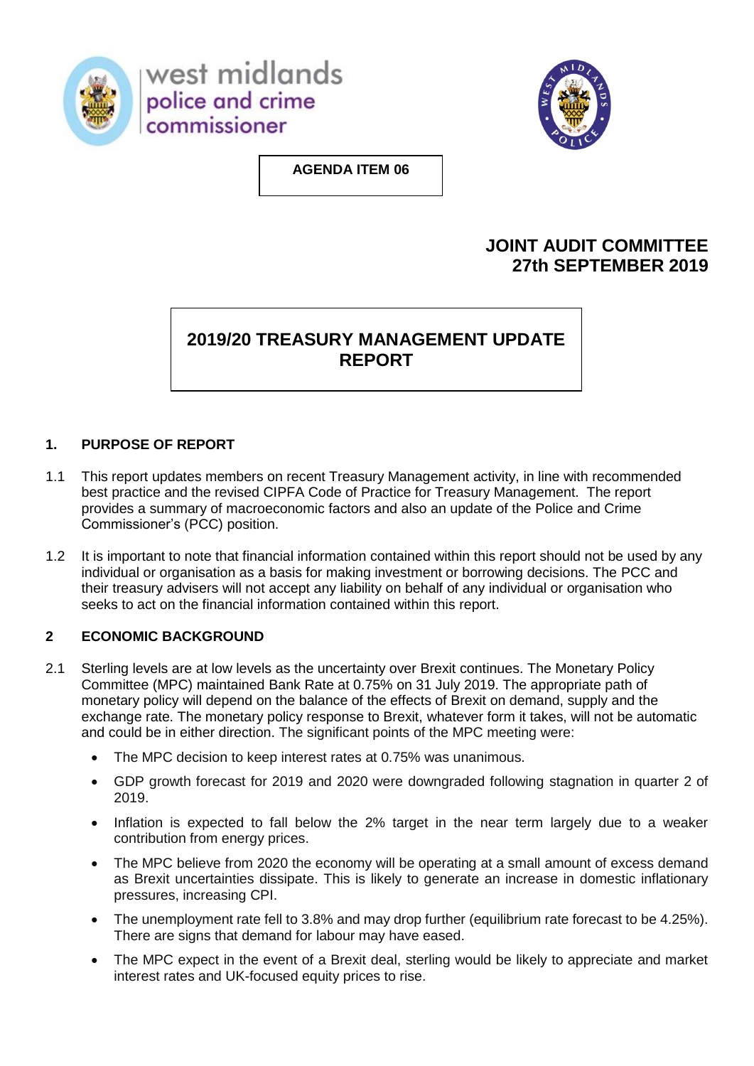**AGENDA ITEM 06**

# JOINT AUDIT COMMITTEE
# 27th SEPTEMBER 2019

# 2019/20 TREASURY MANAGEMENT UPDATE REPORT

## 1. PURPOSE OF REPORT

1.1 This report updates members on recent Treasury Management activity, in line with recommended best practice and the revised CIPFA Code of Practice for Treasury Management. The report provides a summary of macroeconomic factors and also an update of the Police and Crime Commissioner's (PCC) position.

1.2 It is important to note that financial information contained within this report should not be used by any individual or organisation as a basis for making investment or borrowing decisions. The PCC and their treasury advisers will not accept any liability on behalf of any individual or organisation who seeks to act on the financial information contained within this report.

## 2 ECONOMIC BACKGROUND

2.1 Sterling levels are at low levels as the uncertainty over Brexit continues. The Monetary Policy Committee (MPC) maintained Bank Rate at 0.75% on 31 July 2019. The appropriate path of monetary policy will depend on the balance of the effects of Brexit on demand, supply and the exchange rate. The monetary policy response to Brexit, whatever form it takes, will not be automatic and could be in either direction. The significant points of the MPC meeting were:

- The MPC decision to keep interest rates at 0.75% was unanimous.
- GDP growth forecast for 2019 and 2020 were downgraded following stagnation in quarter 2 of 2019.
- Inflation is expected to fall below the 2% target in the near term largely due to a weaker contribution from energy prices.
- The MPC believe from 2020 the economy will be operating at a small amount of excess demand as Brexit uncertainties dissipate. This is likely to generate an increase in domestic inflationary pressures, increasing CPI.
- The unemployment rate fell to 3.8% and may drop further (equilibrium rate forecast to be 4.25%). There are signs that demand for labour may have eased.
- The MPC expect in the event of a Brexit deal, sterling would be likely to appreciate and market interest rates and UK-focused equity prices to rise.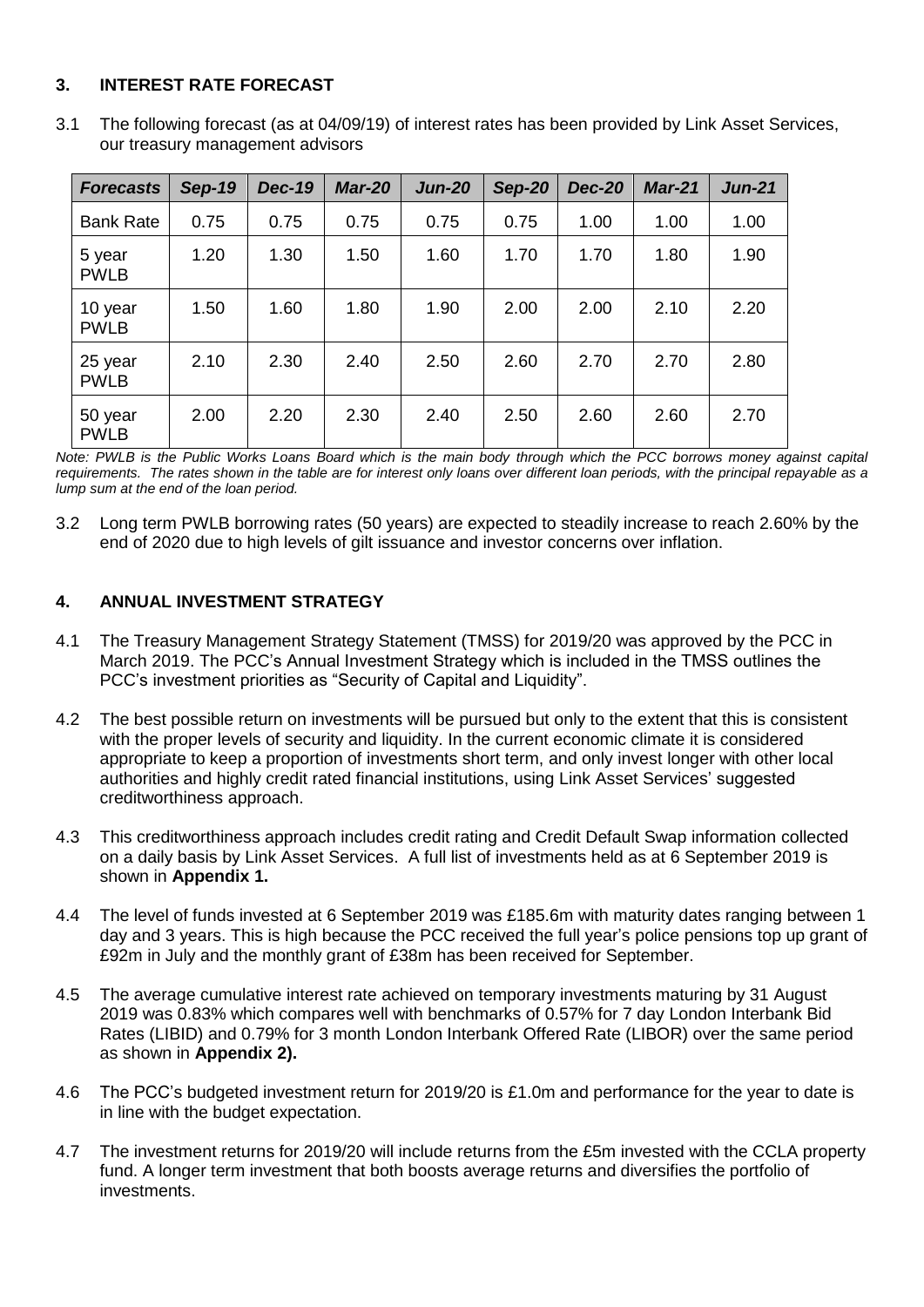## 3. INTEREST RATE FORECAST

3.1 The following forecast (as at 04/09/19) of interest rates has been provided by Link Asset Services, our treasury management advisors

| *Forecasts* | *Sep-19* | *Dec-19* | *Mar-20* | *Jun-20* | *Sep-20* | *Dec-20* | *Mar-21* | *Jun-21* |
|---|---|---|---|---|---|---|---|---|
| Bank Rate | 0.75 | 0.75 | 0.75 | 0.75 | 0.75 | 1.00 | 1.00 | 1.00 |
| 5 year PWLB | 1.20 | 1.30 | 1.50 | 1.60 | 1.70 | 1.70 | 1.80 | 1.90 |
| 10 year PWLB | 1.50 | 1.60 | 1.80 | 1.90 | 2.00 | 2.00 | 2.10 | 2.20 |
| 25 year PWLB | 2.10 | 2.30 | 2.40 | 2.50 | 2.60 | 2.70 | 2.70 | 2.80 |
| 50 year PWLB | 2.00 | 2.20 | 2.30 | 2.40 | 2.50 | 2.60 | 2.60 | 2.70 |

*Note: PWLB is the Public Works Loans Board which is the main body through which the PCC borrows money against capital requirements. The rates shown in the table are for interest only loans over different loan periods, with the principal repayable as a lump sum at the end of the loan period.*

3.2 Long term PWLB borrowing rates (50 years) are expected to steadily increase to reach 2.60% by the end of 2020 due to high levels of gilt issuance and investor concerns over inflation.

## 4. ANNUAL INVESTMENT STRATEGY

4.1 The Treasury Management Strategy Statement (TMSS) for 2019/20 was approved by the PCC in March 2019. The PCC's Annual Investment Strategy which is included in the TMSS outlines the PCC's investment priorities as "Security of Capital and Liquidity".

4.2 The best possible return on investments will be pursued but only to the extent that this is consistent with the proper levels of security and liquidity. In the current economic climate it is considered appropriate to keep a proportion of investments short term, and only invest longer with other local authorities and highly credit rated financial institutions, using Link Asset Services' suggested creditworthiness approach.

4.3 This creditworthiness approach includes credit rating and Credit Default Swap information collected on a daily basis by Link Asset Services. A full list of investments held as at 6 September 2019 is shown in **Appendix 1.**

4.4 The level of funds invested at 6 September 2019 was £185.6m with maturity dates ranging between 1 day and 3 years. This is high because the PCC received the full year's police pensions top up grant of £92m in July and the monthly grant of £38m has been received for September.

4.5 The average cumulative interest rate achieved on temporary investments maturing by 31 August 2019 was 0.83% which compares well with benchmarks of 0.57% for 7 day London Interbank Bid Rates (LIBID) and 0.79% for 3 month London Interbank Offered Rate (LIBOR) over the same period as shown in **Appendix 2).**

4.6 The PCC's budgeted investment return for 2019/20 is £1.0m and performance for the year to date is in line with the budget expectation.

4.7 The investment returns for 2019/20 will include returns from the £5m invested with the CCLA property fund. A longer term investment that both boosts average returns and diversifies the portfolio of investments.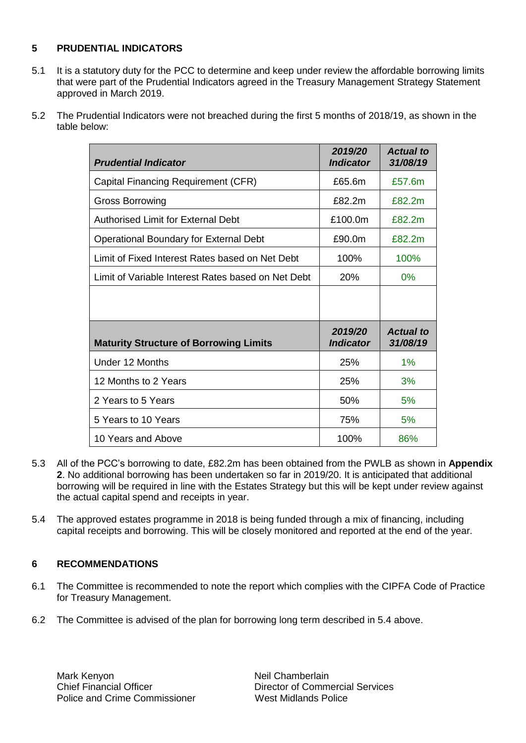## 5 PRUDENTIAL INDICATORS

5.1 It is a statutory duty for the PCC to determine and keep under review the affordable borrowing limits that were part of the Prudential Indicators agreed in the Treasury Management Strategy Statement approved in March 2019.

5.2 The Prudential Indicators were not breached during the first 5 months of 2018/19, as shown in the table below:

| ***Prudential Indicator*** | ***2019/20 Indicator*** | ***Actual to 31/08/19*** |
|---|---|---|
| Capital Financing Requirement (CFR) | £65.6m | £57.6m |
| Gross Borrowing | £82.2m | £82.2m |
| Authorised Limit for External Debt | £100.0m | £82.2m |
| Operational Boundary for External Debt | £90.0m | £82.2m |
| Limit of Fixed Interest Rates based on Net Debt | 100% | 100% |
| Limit of Variable Interest Rates based on Net Debt | 20% | 0% |
| | | |
| **Maturity Structure of Borrowing Limits** | ***2019/20 Indicator*** | ***Actual to 31/08/19*** |
| Under 12 Months | 25% | 1% |
| 12 Months to 2 Years | 25% | 3% |
| 2 Years to 5 Years | 50% | 5% |
| 5 Years to 10 Years | 75% | 5% |
| 10 Years and Above | 100% | 86% |

5.3 All of the PCC's borrowing to date, £82.2m has been obtained from the PWLB as shown in **Appendix 2**. No additional borrowing has been undertaken so far in 2019/20. It is anticipated that additional borrowing will be required in line with the Estates Strategy but this will be kept under review against the actual capital spend and receipts in year.

5.4 The approved estates programme in 2018 is being funded through a mix of financing, including capital receipts and borrowing. This will be closely monitored and reported at the end of the year.

## 6 RECOMMENDATIONS

6.1 The Committee is recommended to note the report which complies with the CIPFA Code of Practice for Treasury Management.

6.2 The Committee is advised of the plan for borrowing long term described in 5.4 above.

Mark Kenyon
Chief Financial Officer
Police and Crime Commissioner

Neil Chamberlain
Director of Commercial Services
West Midlands Police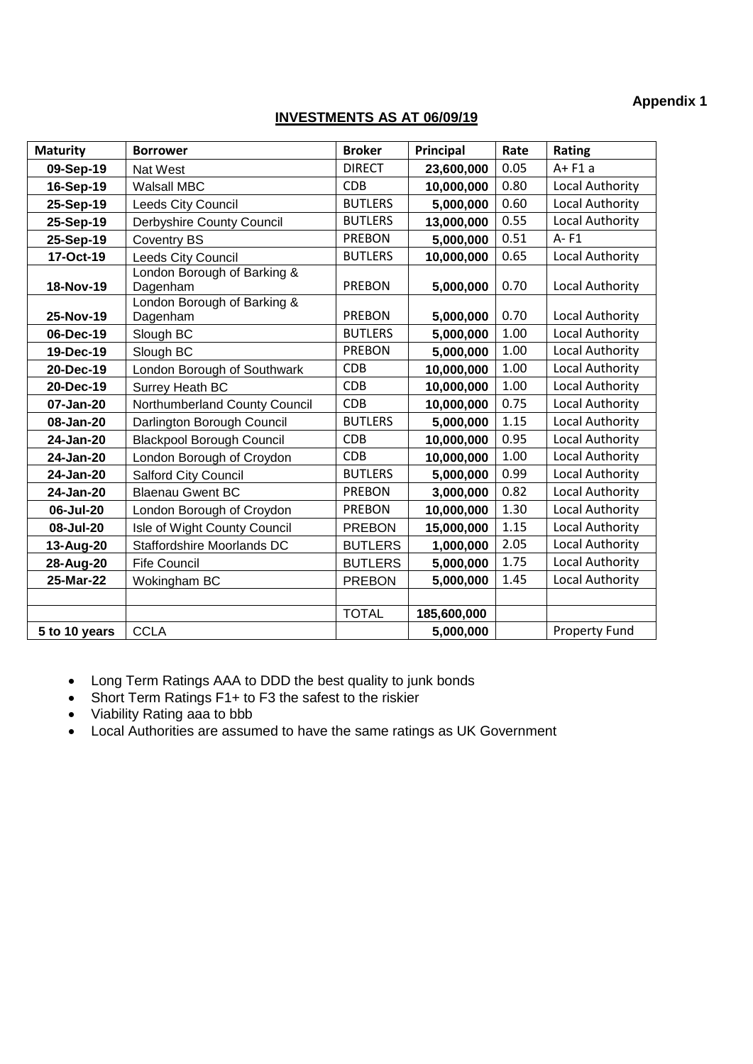**Appendix 1**

## INVESTMENTS AS AT 06/09/19

| Maturity | Borrower | Broker | Principal | Rate | Rating |
|---|---|---|---|---|---|
| 09-Sep-19 | Nat West | DIRECT | 23,600,000 | 0.05 | A+ F1 a |
| 16-Sep-19 | Walsall MBC | CDB | 10,000,000 | 0.80 | Local Authority |
| 25-Sep-19 | Leeds City Council | BUTLERS | 5,000,000 | 0.60 | Local Authority |
| 25-Sep-19 | Derbyshire County Council | BUTLERS | 13,000,000 | 0.55 | Local Authority |
| 25-Sep-19 | Coventry BS | PREBON | 5,000,000 | 0.51 | A- F1 |
| 17-Oct-19 | Leeds City Council | BUTLERS | 10,000,000 | 0.65 | Local Authority |
| 18-Nov-19 | London Borough of Barking & Dagenham | PREBON | 5,000,000 | 0.70 | Local Authority |
| 25-Nov-19 | London Borough of Barking & Dagenham | PREBON | 5,000,000 | 0.70 | Local Authority |
| 06-Dec-19 | Slough BC | BUTLERS | 5,000,000 | 1.00 | Local Authority |
| 19-Dec-19 | Slough BC | PREBON | 5,000,000 | 1.00 | Local Authority |
| 20-Dec-19 | London Borough of Southwark | CDB | 10,000,000 | 1.00 | Local Authority |
| 20-Dec-19 | Surrey Heath BC | CDB | 10,000,000 | 1.00 | Local Authority |
| 07-Jan-20 | Northumberland County Council | CDB | 10,000,000 | 0.75 | Local Authority |
| 08-Jan-20 | Darlington Borough Council | BUTLERS | 5,000,000 | 1.15 | Local Authority |
| 24-Jan-20 | Blackpool Borough Council | CDB | 10,000,000 | 0.95 | Local Authority |
| 24-Jan-20 | London Borough of Croydon | CDB | 10,000,000 | 1.00 | Local Authority |
| 24-Jan-20 | Salford City Council | BUTLERS | 5,000,000 | 0.99 | Local Authority |
| 24-Jan-20 | Blaenau Gwent BC | PREBON | 3,000,000 | 0.82 | Local Authority |
| 06-Jul-20 | London Borough of Croydon | PREBON | 10,000,000 | 1.30 | Local Authority |
| 08-Jul-20 | Isle of Wight County Council | PREBON | 15,000,000 | 1.15 | Local Authority |
| 13-Aug-20 | Staffordshire Moorlands DC | BUTLERS | 1,000,000 | 2.05 | Local Authority |
| 28-Aug-20 | Fife Council | BUTLERS | 5,000,000 | 1.75 | Local Authority |
| 25-Mar-22 | Wokingham BC | PREBON | 5,000,000 | 1.45 | Local Authority |
| | | | | | |
| | | TOTAL | 185,600,000 | | |
| 5 to 10 years | CCLA | | 5,000,000 | | Property Fund |

- Long Term Ratings AAA to DDD the best quality to junk bonds
- Short Term Ratings F1+ to F3 the safest to the riskier
- Viability Rating aaa to bbb
- Local Authorities are assumed to have the same ratings as UK Government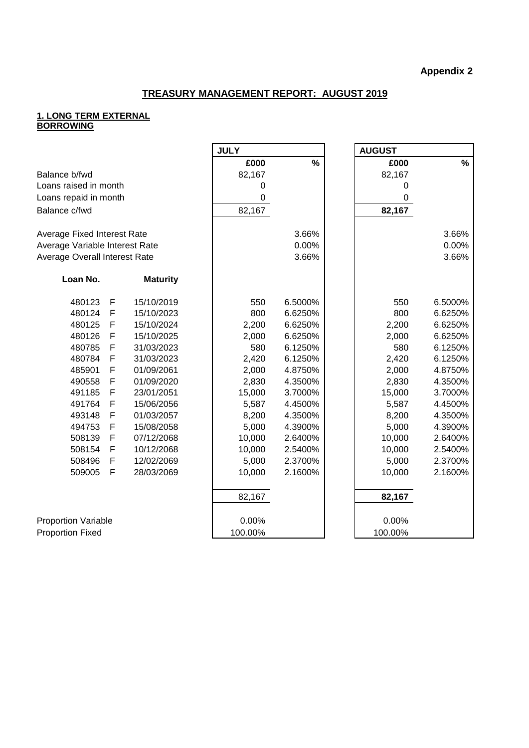**Appendix 2**

## TREASURY MANAGEMENT REPORT: AUGUST 2019

### 1. LONG TERM EXTERNAL BORROWING

| | | | JULY | | AUGUST | |
|---|---|---|---|---|---|---|
| | | | **£000** | **%** | **£000** | **%** |
| Balance b/fwd | | | 82,167 | | 82,167 | |
| Loans raised in month | | | 0 | | 0 | |
| Loans repaid in month | | | 0 | | 0 | |
| Balance c/fwd | | | 82,167 | | **82,167** | |
| Average Fixed Interest Rate | | | | 3.66% | | 3.66% |
| Average Variable Interest Rate | | | | 0.00% | | 0.00% |
| Average Overall Interest Rate | | | | 3.66% | | 3.66% |
| **Loan No.** | | **Maturity** | | | | |
| 480123 | F | 15/10/2019 | 550 | 6.5000% | 550 | 6.5000% |
| 480124 | F | 15/10/2023 | 800 | 6.6250% | 800 | 6.6250% |
| 480125 | F | 15/10/2024 | 2,200 | 6.6250% | 2,200 | 6.6250% |
| 480126 | F | 15/10/2025 | 2,000 | 6.6250% | 2,000 | 6.6250% |
| 480785 | F | 31/03/2023 | 580 | 6.1250% | 580 | 6.1250% |
| 480784 | F | 31/03/2023 | 2,420 | 6.1250% | 2,420 | 6.1250% |
| 485901 | F | 01/09/2061 | 2,000 | 4.8750% | 2,000 | 4.8750% |
| 490558 | F | 01/09/2020 | 2,830 | 4.3500% | 2,830 | 4.3500% |
| 491185 | F | 23/01/2051 | 15,000 | 3.7000% | 15,000 | 3.7000% |
| 491764 | F | 15/06/2056 | 5,587 | 4.4500% | 5,587 | 4.4500% |
| 493148 | F | 01/03/2057 | 8,200 | 4.3500% | 8,200 | 4.3500% |
| 494753 | F | 15/08/2058 | 5,000 | 4.3900% | 5,000 | 4.3900% |
| 508139 | F | 07/12/2068 | 10,000 | 2.6400% | 10,000 | 2.6400% |
| 508154 | F | 10/12/2068 | 10,000 | 2.5400% | 10,000 | 2.5400% |
| 508496 | F | 12/02/2069 | 5,000 | 2.3700% | 5,000 | 2.3700% |
| 509005 | F | 28/03/2069 | 10,000 | 2.1600% | 10,000 | 2.1600% |
| | | | 82,167 | | **82,167** | |
| Proportion Variable | | | 0.00% | | 0.00% | |
| Proportion Fixed | | | 100.00% | | 100.00% | |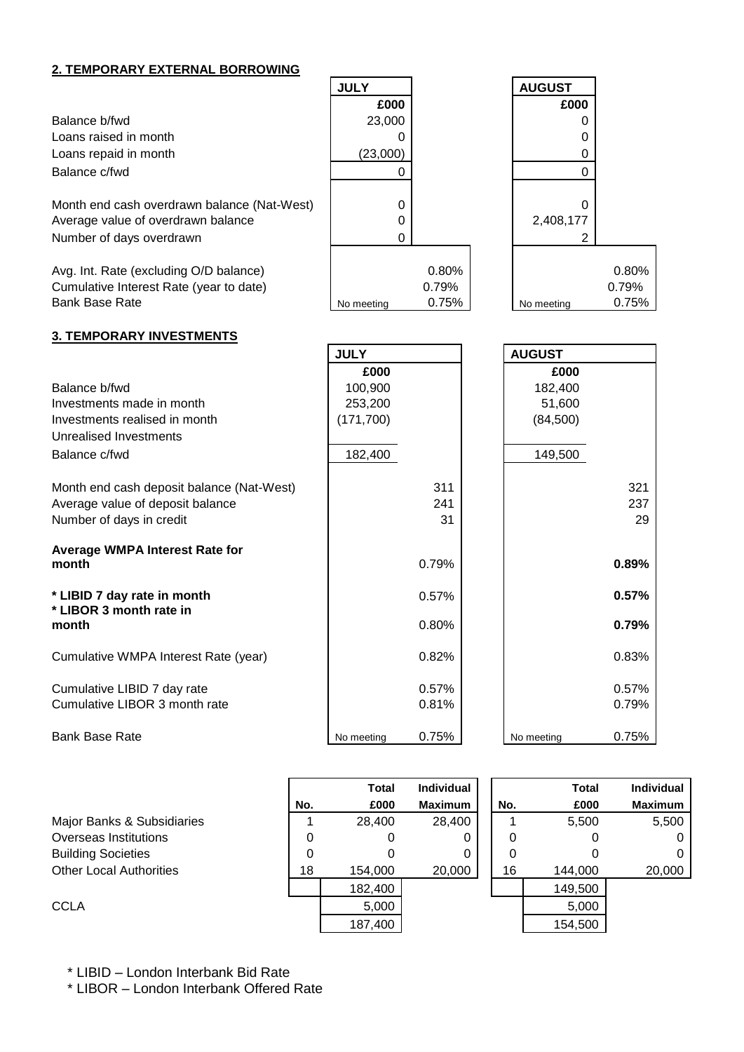## 2. TEMPORARY EXTERNAL BORROWING

| | JULY | | AUGUST | |
|---|---|---|---|---|
| | £000 | | £000 | |
| Balance b/fwd | 23,000 | | 0 | |
| Loans raised in month | 0 | | 0 | |
| Loans repaid in month | (23,000) | | 0 | |
| Balance c/fwd | 0 | | 0 | |
| Month end cash overdrawn balance (Nat-West) | 0 | | 0 | |
| Average value of overdrawn balance | 0 | | 2,408,177 | |
| Number of days overdrawn | 0 | | 2 | |
| Avg. Int. Rate (excluding O/D balance) | | 0.80% | | 0.80% |
| Cumulative Interest Rate (year to date) | | 0.79% | | 0.79% |
| Bank Base Rate | No meeting | 0.75% | No meeting | 0.75% |

## 3. TEMPORARY INVESTMENTS

| | JULY | | AUGUST | |
|---|---|---|---|---|
| | £000 | | £000 | |
| Balance b/fwd | 100,900 | | 182,400 | |
| Investments made in month | 253,200 | | 51,600 | |
| Investments realised in month | (171,700) | | (84,500) | |
| Unrealised Investments | | | | |
| Balance c/fwd | 182,400 | | 149,500 | |
| Month end cash deposit balance (Nat-West) | | 311 | | 321 |
| Average value of deposit balance | | 241 | | 237 |
| Number of days in credit | | 31 | | 29 |
| **Average WMPA Interest Rate for month** | | 0.79% | | **0.89%** |
| **\* LIBID 7 day rate in month** | | 0.57% | | **0.57%** |
| **\* LIBOR 3 month rate in month** | | 0.80% | | **0.79%** |
| Cumulative WMPA Interest Rate (year) | | 0.82% | | 0.83% |
| Cumulative LIBID 7 day rate | | 0.57% | | 0.57% |
| Cumulative LIBOR 3 month rate | | 0.81% | | 0.79% |
| Bank Base Rate | No meeting | 0.75% | No meeting | 0.75% |

| | No. | Total £000 | Individual Maximum | No. | Total £000 | Individual Maximum |
|---|---|---|---|---|---|---|
| Major Banks & Subsidiaries | 1 | 28,400 | 28,400 | 1 | 5,500 | 5,500 |
| Overseas Institutions | 0 | 0 | 0 | 0 | 0 | 0 |
| Building Societies | 0 | 0 | 0 | 0 | 0 | 0 |
| Other Local Authorities | 18 | 154,000 | 20,000 | 16 | 144,000 | 20,000 |
| | | 182,400 | | | 149,500 | |
| CCLA | | 5,000 | | | 5,000 | |
| | | 187,400 | | | 154,500 | |

\* LIBID – London Interbank Bid Rate

\* LIBOR – London Interbank Offered Rate